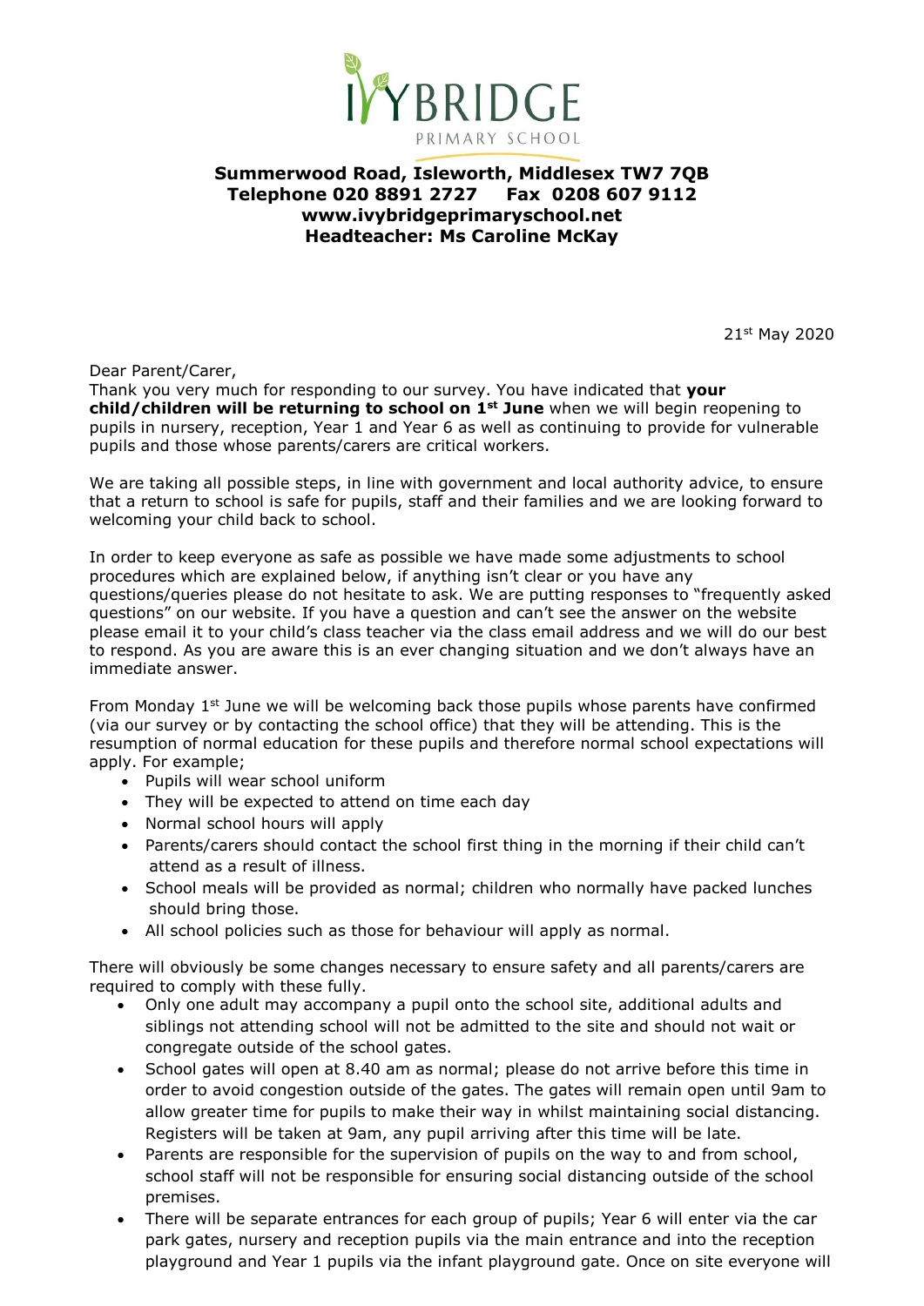# IVYBRIDGE
PRIMARY SCHOOL

**Summerwood Road, Isleworth, Middlesex TW7 7QB**
**Telephone 020 8891 2727 Fax 0208 607 9112**
**www.ivybridgeprimaryschool.net**
**Headteacher: Ms Caroline McKay**

21st May 2020

Dear Parent/Carer,
Thank you very much for responding to our survey. You have indicated that **your child/children will be returning to school on 1st June** when we will begin reopening to pupils in nursery, reception, Year 1 and Year 6 as well as continuing to provide for vulnerable pupils and those whose parents/carers are critical workers.

We are taking all possible steps, in line with government and local authority advice, to ensure that a return to school is safe for pupils, staff and their families and we are looking forward to welcoming your child back to school.

In order to keep everyone as safe as possible we have made some adjustments to school procedures which are explained below, if anything isn't clear or you have any questions/queries please do not hesitate to ask. We are putting responses to "frequently asked questions" on our website. If you have a question and can't see the answer on the website please email it to your child's class teacher via the class email address and we will do our best to respond. As you are aware this is an ever changing situation and we don't always have an immediate answer.

From Monday 1st June we will be welcoming back those pupils whose parents have confirmed (via our survey or by contacting the school office) that they will be attending. This is the resumption of normal education for these pupils and therefore normal school expectations will apply. For example;

- Pupils will wear school uniform
- They will be expected to attend on time each day
- Normal school hours will apply
- Parents/carers should contact the school first thing in the morning if their child can't attend as a result of illness.
- School meals will be provided as normal; children who normally have packed lunches should bring those.
- All school policies such as those for behaviour will apply as normal.

There will obviously be some changes necessary to ensure safety and all parents/carers are required to comply with these fully.

- Only one adult may accompany a pupil onto the school site, additional adults and siblings not attending school will not be admitted to the site and should not wait or congregate outside of the school gates.
- School gates will open at 8.40 am as normal; please do not arrive before this time in order to avoid congestion outside of the gates. The gates will remain open until 9am to allow greater time for pupils to make their way in whilst maintaining social distancing. Registers will be taken at 9am, any pupil arriving after this time will be late.
- Parents are responsible for the supervision of pupils on the way to and from school, school staff will not be responsible for ensuring social distancing outside of the school premises.
- There will be separate entrances for each group of pupils; Year 6 will enter via the car park gates, nursery and reception pupils via the main entrance and into the reception playground and Year 1 pupils via the infant playground gate. Once on site everyone will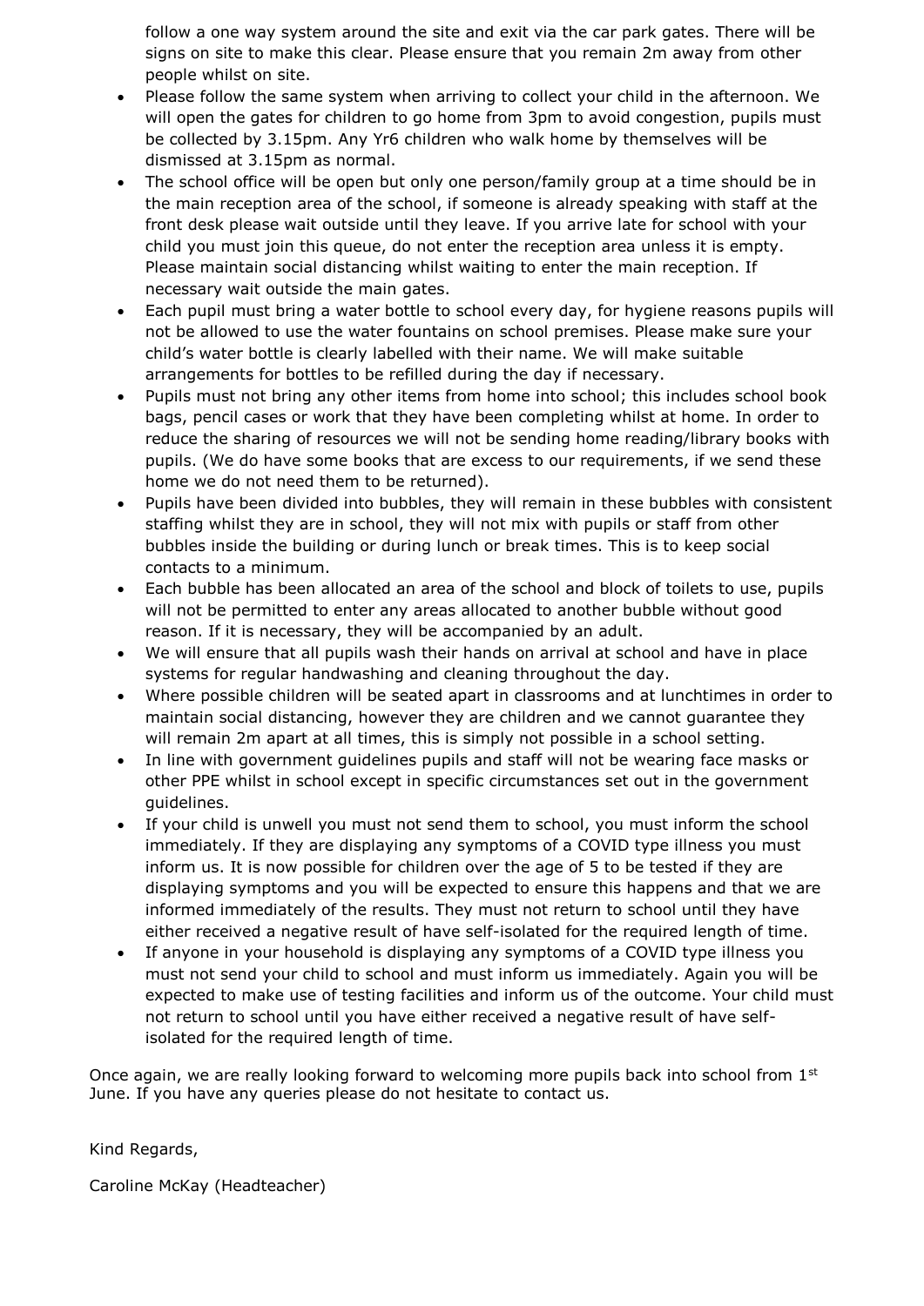follow a one way system around the site and exit via the car park gates. There will be signs on site to make this clear. Please ensure that you remain 2m away from other people whilst on site.

- Please follow the same system when arriving to collect your child in the afternoon. We will open the gates for children to go home from 3pm to avoid congestion, pupils must be collected by 3.15pm. Any Yr6 children who walk home by themselves will be dismissed at 3.15pm as normal.
- The school office will be open but only one person/family group at a time should be in the main reception area of the school, if someone is already speaking with staff at the front desk please wait outside until they leave. If you arrive late for school with your child you must join this queue, do not enter the reception area unless it is empty. Please maintain social distancing whilst waiting to enter the main reception. If necessary wait outside the main gates.
- Each pupil must bring a water bottle to school every day, for hygiene reasons pupils will not be allowed to use the water fountains on school premises. Please make sure your child's water bottle is clearly labelled with their name. We will make suitable arrangements for bottles to be refilled during the day if necessary.
- Pupils must not bring any other items from home into school; this includes school book bags, pencil cases or work that they have been completing whilst at home. In order to reduce the sharing of resources we will not be sending home reading/library books with pupils. (We do have some books that are excess to our requirements, if we send these home we do not need them to be returned).
- Pupils have been divided into bubbles, they will remain in these bubbles with consistent staffing whilst they are in school, they will not mix with pupils or staff from other bubbles inside the building or during lunch or break times. This is to keep social contacts to a minimum.
- Each bubble has been allocated an area of the school and block of toilets to use, pupils will not be permitted to enter any areas allocated to another bubble without good reason. If it is necessary, they will be accompanied by an adult.
- We will ensure that all pupils wash their hands on arrival at school and have in place systems for regular handwashing and cleaning throughout the day.
- Where possible children will be seated apart in classrooms and at lunchtimes in order to maintain social distancing, however they are children and we cannot guarantee they will remain 2m apart at all times, this is simply not possible in a school setting.
- In line with government guidelines pupils and staff will not be wearing face masks or other PPE whilst in school except in specific circumstances set out in the government guidelines.
- If your child is unwell you must not send them to school, you must inform the school immediately. If they are displaying any symptoms of a COVID type illness you must inform us. It is now possible for children over the age of 5 to be tested if they are displaying symptoms and you will be expected to ensure this happens and that we are informed immediately of the results. They must not return to school until they have either received a negative result of have self-isolated for the required length of time.
- If anyone in your household is displaying any symptoms of a COVID type illness you must not send your child to school and must inform us immediately. Again you will be expected to make use of testing facilities and inform us of the outcome. Your child must not return to school until you have either received a negative result of have self-isolated for the required length of time.

Once again, we are really looking forward to welcoming more pupils back into school from 1st June. If you have any queries please do not hesitate to contact us.

Kind Regards,

Caroline McKay (Headteacher)